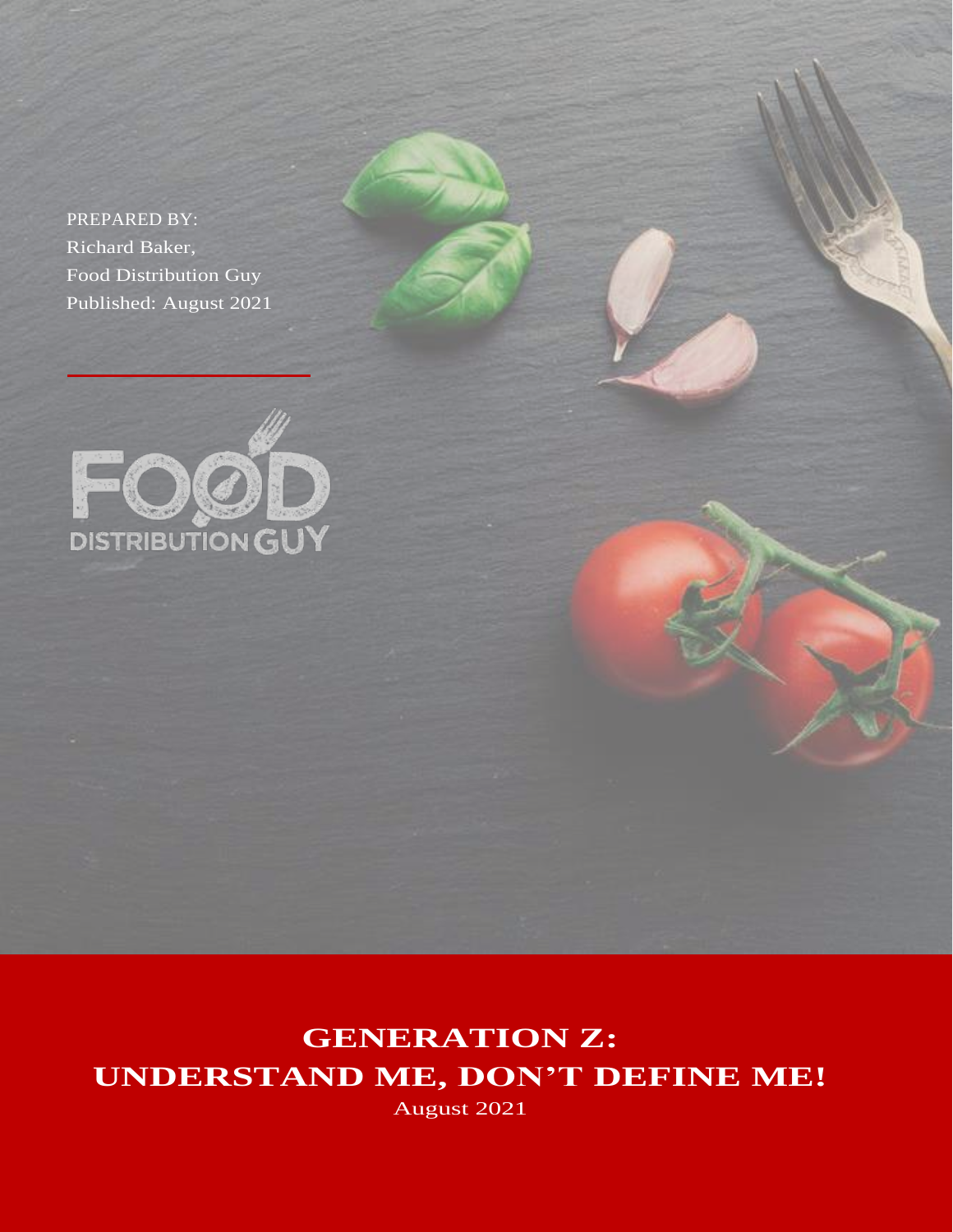PREPARED BY:
Richard Baker,
Food Distribution Guy
Published: August 2021

FOOD DISTRIBUTION GUY

# GENERATION Z: UNDERSTAND ME, DON'T DEFINE ME!

August 2021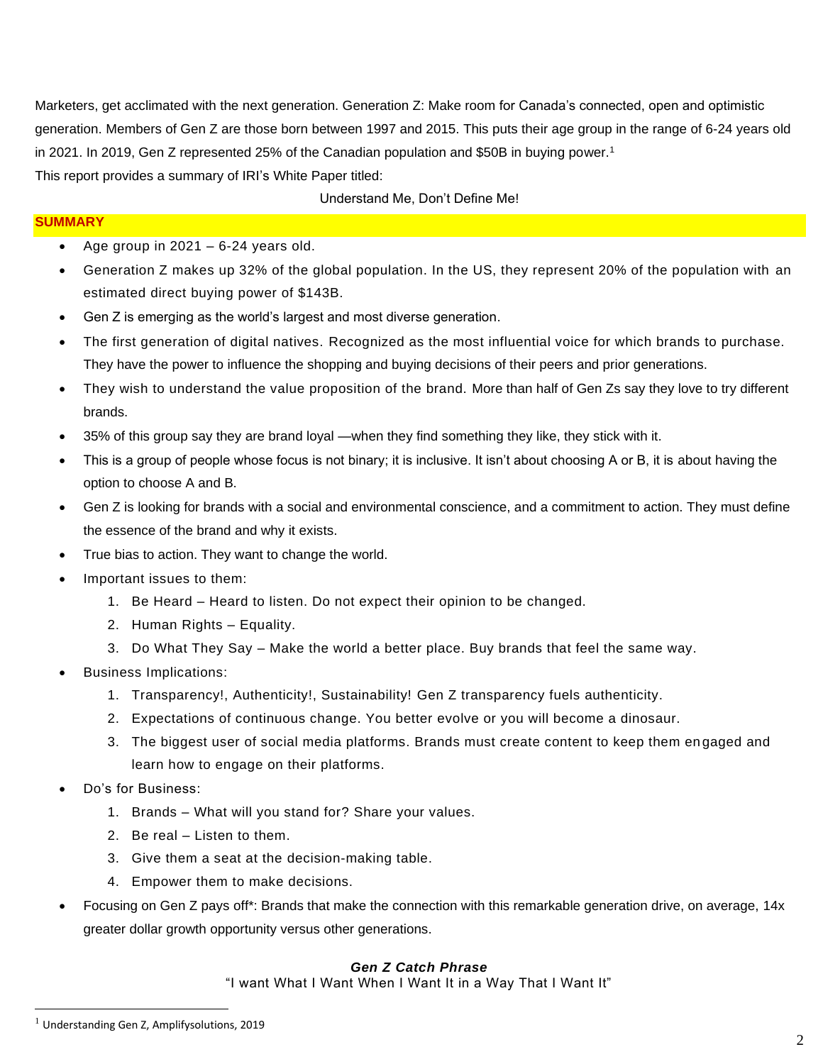Marketers, get acclimated with the next generation. Generation Z: Make room for Canada's connected, open and optimistic generation. Members of Gen Z are those born between 1997 and 2015. This puts their age group in the range of 6-24 years old in 2021. In 2019, Gen Z represented 25% of the Canadian population and $50B in buying power.[1]

This report provides a summary of IRI's White Paper titled:

Understand Me, Don't Define Me!

## SUMMARY

- Age group in 2021 – 6-24 years old.
- Generation Z makes up 32% of the global population. In the US, they represent 20% of the population with an estimated direct buying power of $143B.
- Gen Z is emerging as the world's largest and most diverse generation.
- The first generation of digital natives. Recognized as the most influential voice for which brands to purchase. They have the power to influence the shopping and buying decisions of their peers and prior generations.
- They wish to understand the value proposition of the brand. More than half of Gen Zs say they love to try different brands.
- 35% of this group say they are brand loyal —when they find something they like, they stick with it.
- This is a group of people whose focus is not binary; it is inclusive. It isn't about choosing A or B, it is about having the option to choose A and B.
- Gen Z is looking for brands with a social and environmental conscience, and a commitment to action. They must define the essence of the brand and why it exists.
- True bias to action. They want to change the world.
- Important issues to them:
  1. Be Heard – Heard to listen. Do not expect their opinion to be changed.
  2. Human Rights – Equality.
  3. Do What They Say – Make the world a better place. Buy brands that feel the same way.
- Business Implications:
  1. Transparency!, Authenticity!, Sustainability! Gen Z transparency fuels authenticity.
  2. Expectations of continuous change. You better evolve or you will become a dinosaur.
  3. The biggest user of social media platforms. Brands must create content to keep them engaged and learn how to engage on their platforms.
- Do's for Business:
  1. Brands – What will you stand for? Share your values.
  2. Be real – Listen to them.
  3. Give them a seat at the decision-making table.
  4. Empower them to make decisions.
- Focusing on Gen Z pays off*: Brands that make the connection with this remarkable generation drive, on average, 14x greater dollar growth opportunity versus other generations.

***Gen Z Catch Phrase***

"I want What I Want When I Want It in a Way That I Want It"

[1] Understanding Gen Z, Amplifysolutions, 2019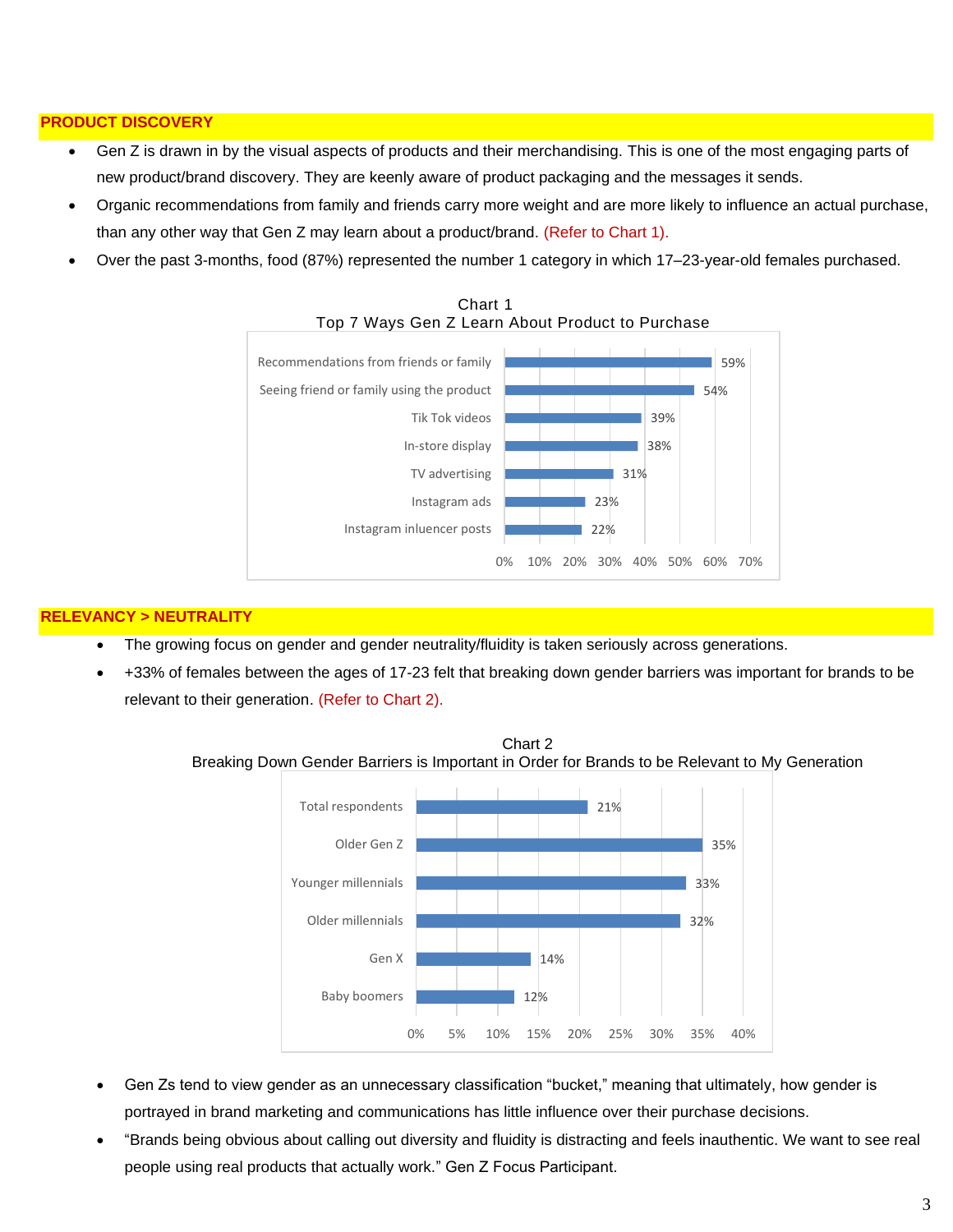## PRODUCT DISCOVERY

- Gen Z is drawn in by the visual aspects of products and their merchandising. This is one of the most engaging parts of new product/brand discovery. They are keenly aware of product packaging and the messages it sends.
- Organic recommendations from family and friends carry more weight and are more likely to influence an actual purchase, than any other way that Gen Z may learn about a product/brand. (Refer to Chart 1).
- Over the past 3-months, food (87%) represented the number 1 category in which 17–23-year-old females purchased.

Chart 1
Top 7 Ways Gen Z Learn About Product to Purchase

| Way | Percentage |
|---|---|
| Recommendations from friends or family | 59% |
| Seeing friend or family using the product | 54% |
| Tik Tok videos | 39% |
| In-store display | 38% |
| TV advertising | 31% |
| Instagram ads | 23% |
| Instagram inluencer posts | 22% |

## RELEVANCY > NEUTRALITY

- The growing focus on gender and gender neutrality/fluidity is taken seriously across generations.
- +33% of females between the ages of 17-23 felt that breaking down gender barriers was important for brands to be relevant to their generation. (Refer to Chart 2).

Chart 2
Breaking Down Gender Barriers is Important in Order for Brands to be Relevant to My Generation

| Group | Percentage |
|---|---|
| Total respondents | 21% |
| Older Gen Z | 35% |
| Younger millennials | 33% |
| Older millennials | 32% |
| Gen X | 14% |
| Baby boomers | 12% |

- Gen Zs tend to view gender as an unnecessary classification "bucket," meaning that ultimately, how gender is portrayed in brand marketing and communications has little influence over their purchase decisions.
- "Brands being obvious about calling out diversity and fluidity is distracting and feels inauthentic. We want to see real people using real products that actually work." Gen Z Focus Participant.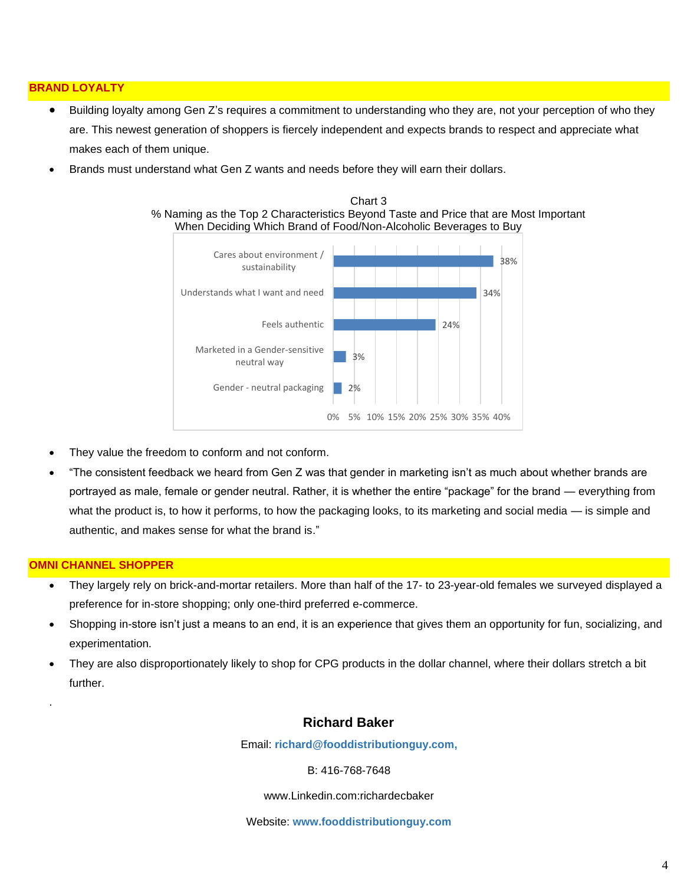## BRAND LOYALTY

- Building loyalty among Gen Z's requires a commitment to understanding who they are, not your perception of who they are. This newest generation of shoppers is fiercely independent and expects brands to respect and appreciate what makes each of them unique.
- Brands must understand what Gen Z wants and needs before they will earn their dollars.

Chart 3
% Naming as the Top 2 Characteristics Beyond Taste and Price that are Most Important When Deciding Which Brand of Food/Non-Alcoholic Beverages to Buy

Cares about environment / sustainability 38%
Understands what I want and need 34%
Feels authentic 24%
Marketed in a Gender-sensitive neutral way 3%
Gender - neutral packaging 2%

0% 5% 10% 15% 20% 25% 30% 35% 40%

- They value the freedom to conform and not conform.
- "The consistent feedback we heard from Gen Z was that gender in marketing isn't as much about whether brands are portrayed as male, female or gender neutral. Rather, it is whether the entire "package" for the brand — everything from what the product is, to how it performs, to how the packaging looks, to its marketing and social media — is simple and authentic, and makes sense for what the brand is."

## OMNI CHANNEL SHOPPER

- They largely rely on brick-and-mortar retailers. More than half of the 17- to 23-year-old females we surveyed displayed a preference for in-store shopping; only one-third preferred e-commerce.
- Shopping in-store isn't just a means to an end, it is an experience that gives them an opportunity for fun, socializing, and experimentation.
- They are also disproportionately likely to shop for CPG products in the dollar channel, where their dollars stretch a bit further.

.

**Richard Baker**

Email: **richard@fooddistributionguy.com,**

B: 416-768-7648

www.Linkedin.com:richardecbaker

Website: **www.fooddistributionguy.com**